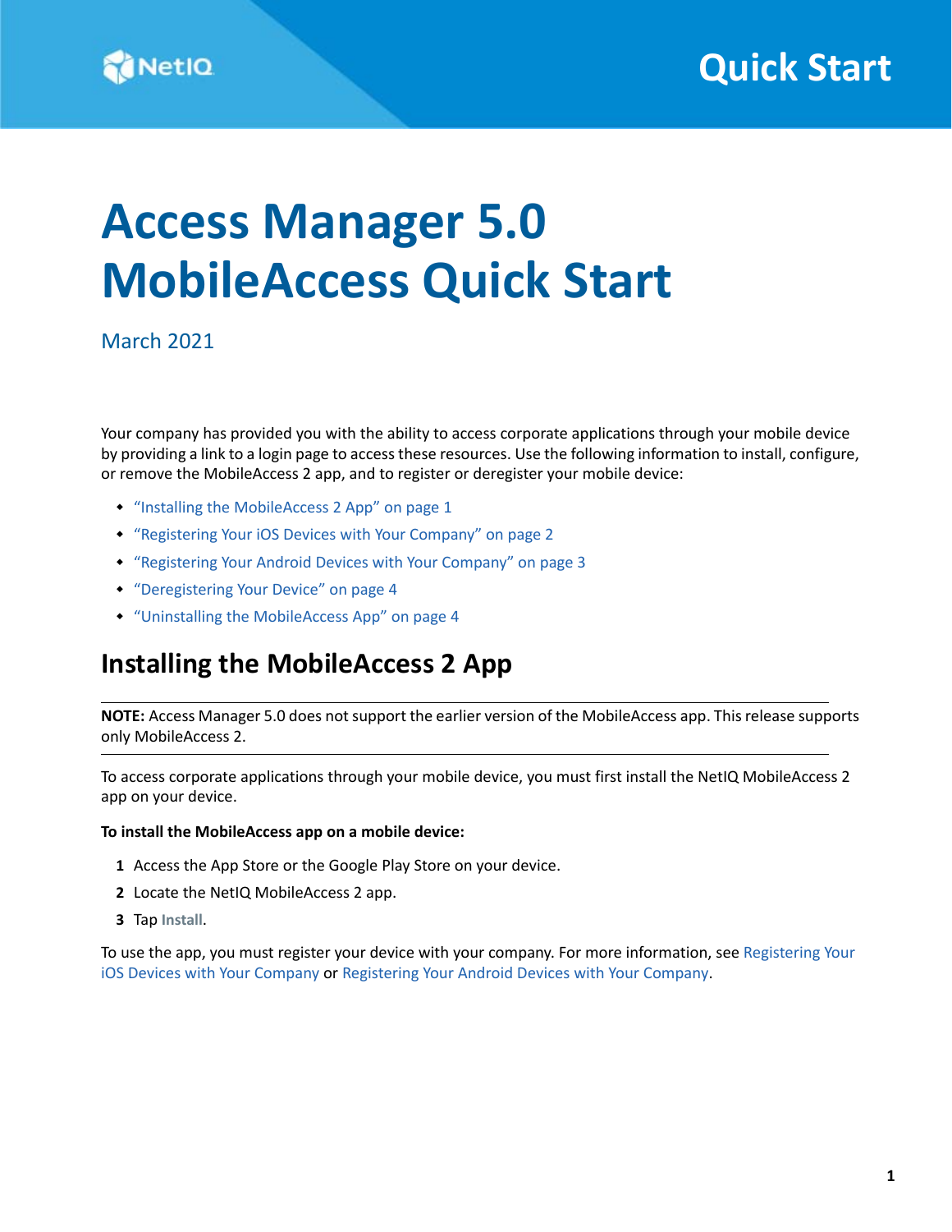# Access Manager 5.0 MobileAccess Quick Start

March 2021

Your company has provided you with the ability to access corporate applications through your mobile device by providing a link to a login page to access these resources. Use the following information to install, configure, or remove the MobileAccess 2 app, and to register or deregister your mobile device:

- "Installing the MobileAccess 2 App" on page 1
- "Registering Your iOS Devices with Your Company" on page 2
- "Registering Your Android Devices with Your Company" on page 3
- "Deregistering Your Device" on page 4
- "Uninstalling the MobileAccess App" on page 4

## Installing the MobileAccess 2 App

---

**NOTE:** Access Manager 5.0 does not support the earlier version of the MobileAccess app. This release supports only MobileAccess 2.

---

To access corporate applications through your mobile device, you must first install the NetIQ MobileAccess 2 app on your device.

**To install the MobileAccess app on a mobile device:**

1. Access the App Store or the Google Play Store on your device.
2. Locate the NetIQ MobileAccess 2 app.
3. Tap **Install**.

To use the app, you must register your device with your company. For more information, see Registering Your iOS Devices with Your Company or Registering Your Android Devices with Your Company.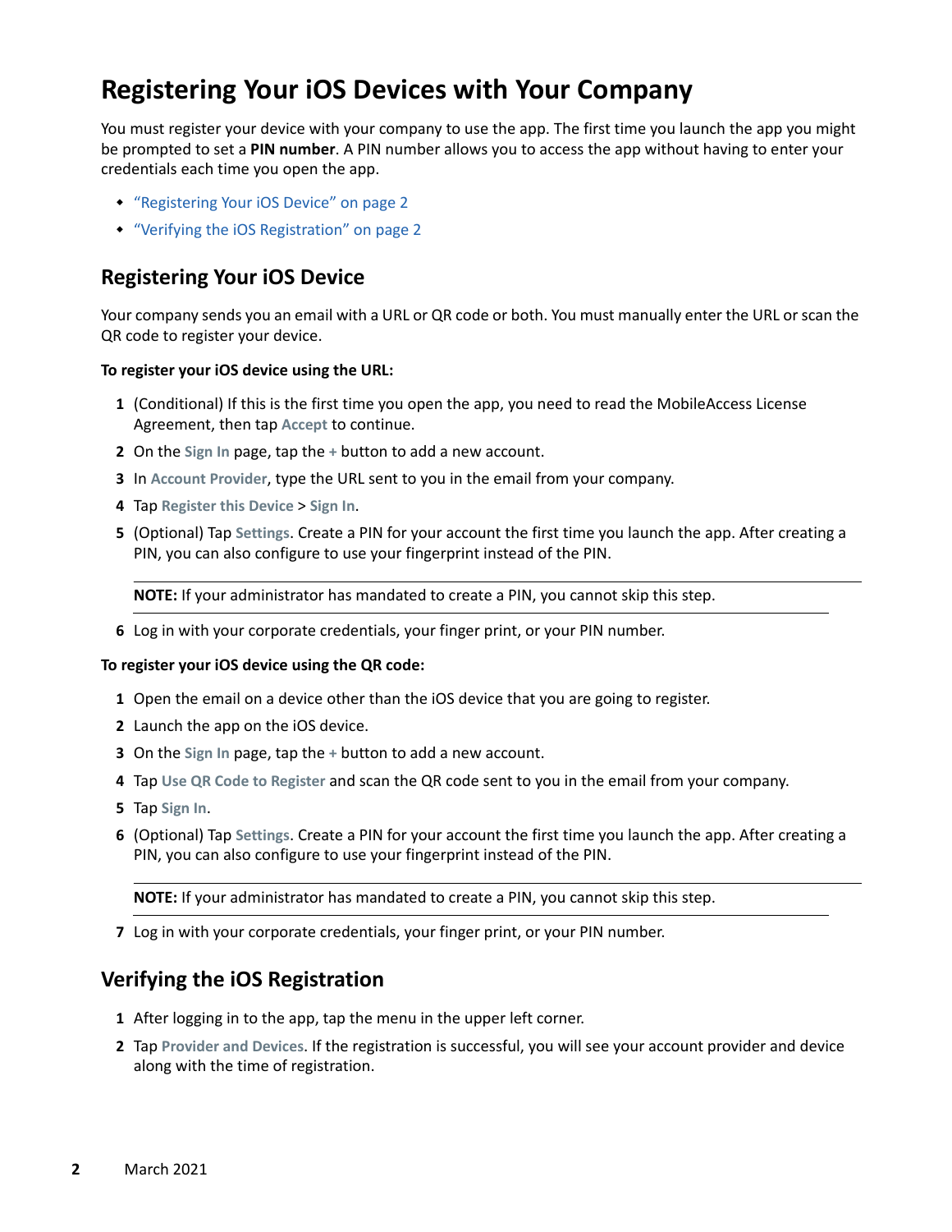# Registering Your iOS Devices with Your Company

You must register your device with your company to use the app. The first time you launch the app you might be prompted to set a **PIN number**. A PIN number allows you to access the app without having to enter your credentials each time you open the app.

- "Registering Your iOS Device" on page 2
- "Verifying the iOS Registration" on page 2

## Registering Your iOS Device

Your company sends you an email with a URL or QR code or both. You must manually enter the URL or scan the QR code to register your device.

**To register your iOS device using the URL:**

1. (Conditional) If this is the first time you open the app, you need to read the MobileAccess License Agreement, then tap **Accept** to continue.
2. On the **Sign In** page, tap the **+** button to add a new account.
3. In **Account Provider**, type the URL sent to you in the email from your company.
4. Tap **Register this Device** > **Sign In**.
5. (Optional) Tap **Settings**. Create a PIN for your account the first time you launch the app. After creating a PIN, you can also configure to use your fingerprint instead of the PIN.

   **NOTE:** If your administrator has mandated to create a PIN, you cannot skip this step.

6. Log in with your corporate credentials, your finger print, or your PIN number.

**To register your iOS device using the QR code:**

1. Open the email on a device other than the iOS device that you are going to register.
2. Launch the app on the iOS device.
3. On the **Sign In** page, tap the **+** button to add a new account.
4. Tap **Use QR Code to Register** and scan the QR code sent to you in the email from your company.
5. Tap **Sign In**.
6. (Optional) Tap **Settings**. Create a PIN for your account the first time you launch the app. After creating a PIN, you can also configure to use your fingerprint instead of the PIN.

   **NOTE:** If your administrator has mandated to create a PIN, you cannot skip this step.

7. Log in with your corporate credentials, your finger print, or your PIN number.

## Verifying the iOS Registration

1. After logging in to the app, tap the menu in the upper left corner.
2. Tap **Provider and Devices**. If the registration is successful, you will see your account provider and device along with the time of registration.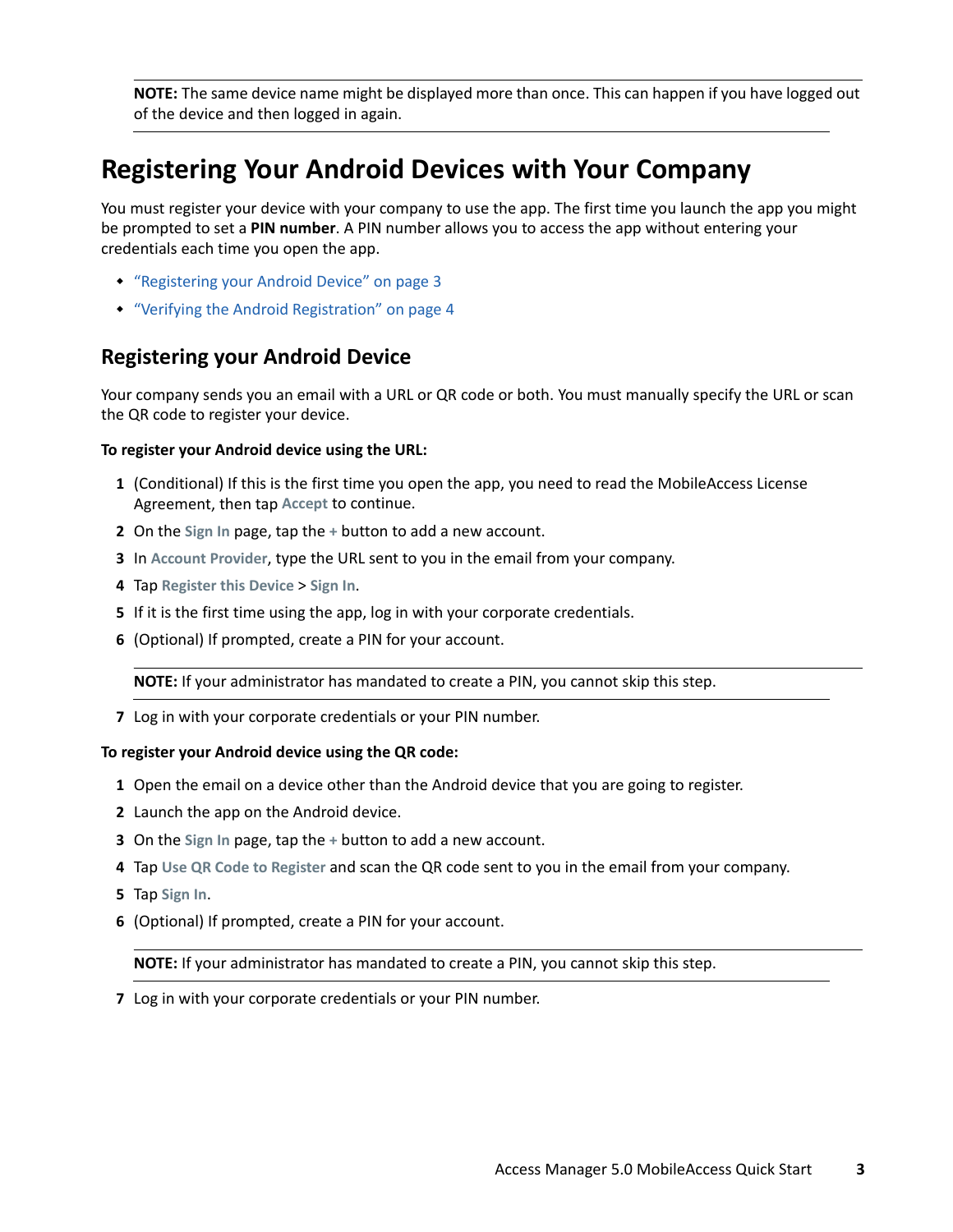**NOTE:** The same device name might be displayed more than once. This can happen if you have logged out of the device and then logged in again.

# Registering Your Android Devices with Your Company

You must register your device with your company to use the app. The first time you launch the app you might be prompted to set a **PIN number**. A PIN number allows you to access the app without entering your credentials each time you open the app.

- "Registering your Android Device" on page 3
- "Verifying the Android Registration" on page 4

## Registering your Android Device

Your company sends you an email with a URL or QR code or both. You must manually specify the URL or scan the QR code to register your device.

**To register your Android device using the URL:**

1. (Conditional) If this is the first time you open the app, you need to read the MobileAccess License Agreement, then tap **Accept** to continue.
2. On the **Sign In** page, tap the **+** button to add a new account.
3. In **Account Provider**, type the URL sent to you in the email from your company.
4. Tap **Register this Device** > **Sign In**.
5. If it is the first time using the app, log in with your corporate credentials.
6. (Optional) If prompted, create a PIN for your account.

   **NOTE:** If your administrator has mandated to create a PIN, you cannot skip this step.

7. Log in with your corporate credentials or your PIN number.

**To register your Android device using the QR code:**

1. Open the email on a device other than the Android device that you are going to register.
2. Launch the app on the Android device.
3. On the **Sign In** page, tap the **+** button to add a new account.
4. Tap **Use QR Code to Register** and scan the QR code sent to you in the email from your company.
5. Tap **Sign In**.
6. (Optional) If prompted, create a PIN for your account.

   **NOTE:** If your administrator has mandated to create a PIN, you cannot skip this step.

7. Log in with your corporate credentials or your PIN number.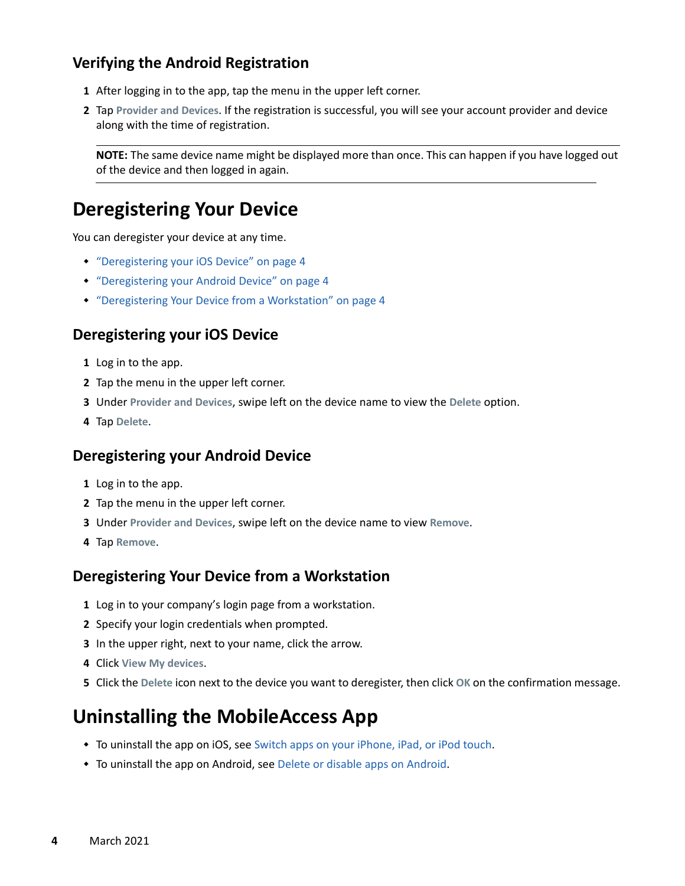### Verifying the Android Registration

1. After logging in to the app, tap the menu in the upper left corner.
2. Tap **Provider and Devices**. If the registration is successful, you will see your account provider and device along with the time of registration.

**NOTE:** The same device name might be displayed more than once. This can happen if you have logged out of the device and then logged in again.

## Deregistering Your Device

You can deregister your device at any time.

- "Deregistering your iOS Device" on page 4
- "Deregistering your Android Device" on page 4
- "Deregistering Your Device from a Workstation" on page 4

### Deregistering your iOS Device

1. Log in to the app.
2. Tap the menu in the upper left corner.
3. Under **Provider and Devices**, swipe left on the device name to view the **Delete** option.
4. Tap **Delete**.

### Deregistering your Android Device

1. Log in to the app.
2. Tap the menu in the upper left corner.
3. Under **Provider and Devices**, swipe left on the device name to view **Remove**.
4. Tap **Remove**.

### Deregistering Your Device from a Workstation

1. Log in to your company's login page from a workstation.
2. Specify your login credentials when prompted.
3. In the upper right, next to your name, click the arrow.
4. Click **View My devices**.
5. Click the **Delete** icon next to the device you want to deregister, then click **OK** on the confirmation message.

## Uninstalling the MobileAccess App

- To uninstall the app on iOS, see Switch apps on your iPhone, iPad, or iPod touch.
- To uninstall the app on Android, see Delete or disable apps on Android.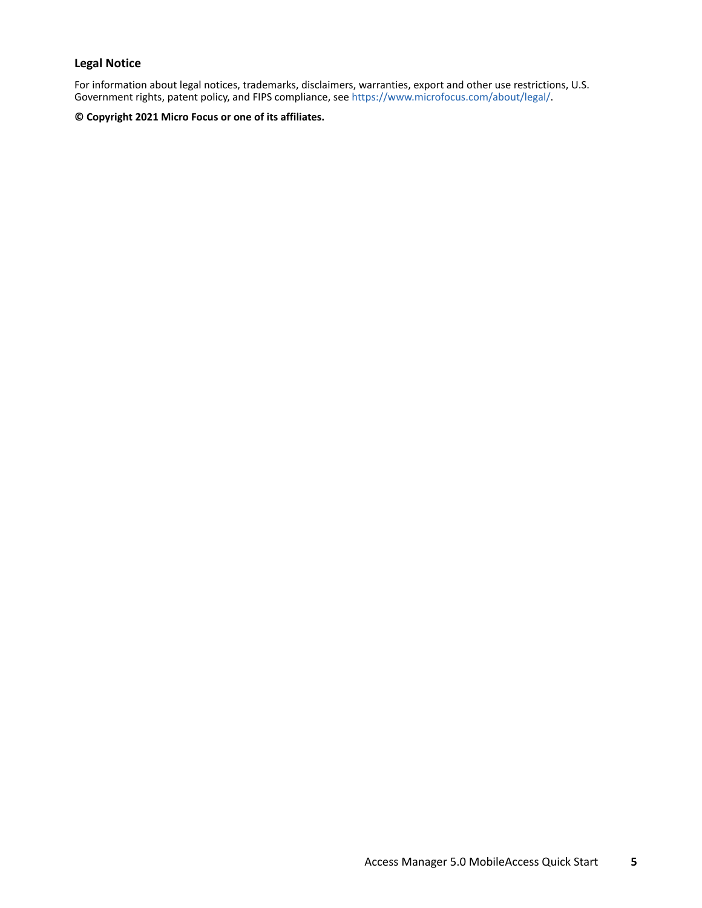## Legal Notice

For information about legal notices, trademarks, disclaimers, warranties, export and other use restrictions, U.S. Government rights, patent policy, and FIPS compliance, see https://www.microfocus.com/about/legal/.

**© Copyright 2021 Micro Focus or one of its affiliates.**